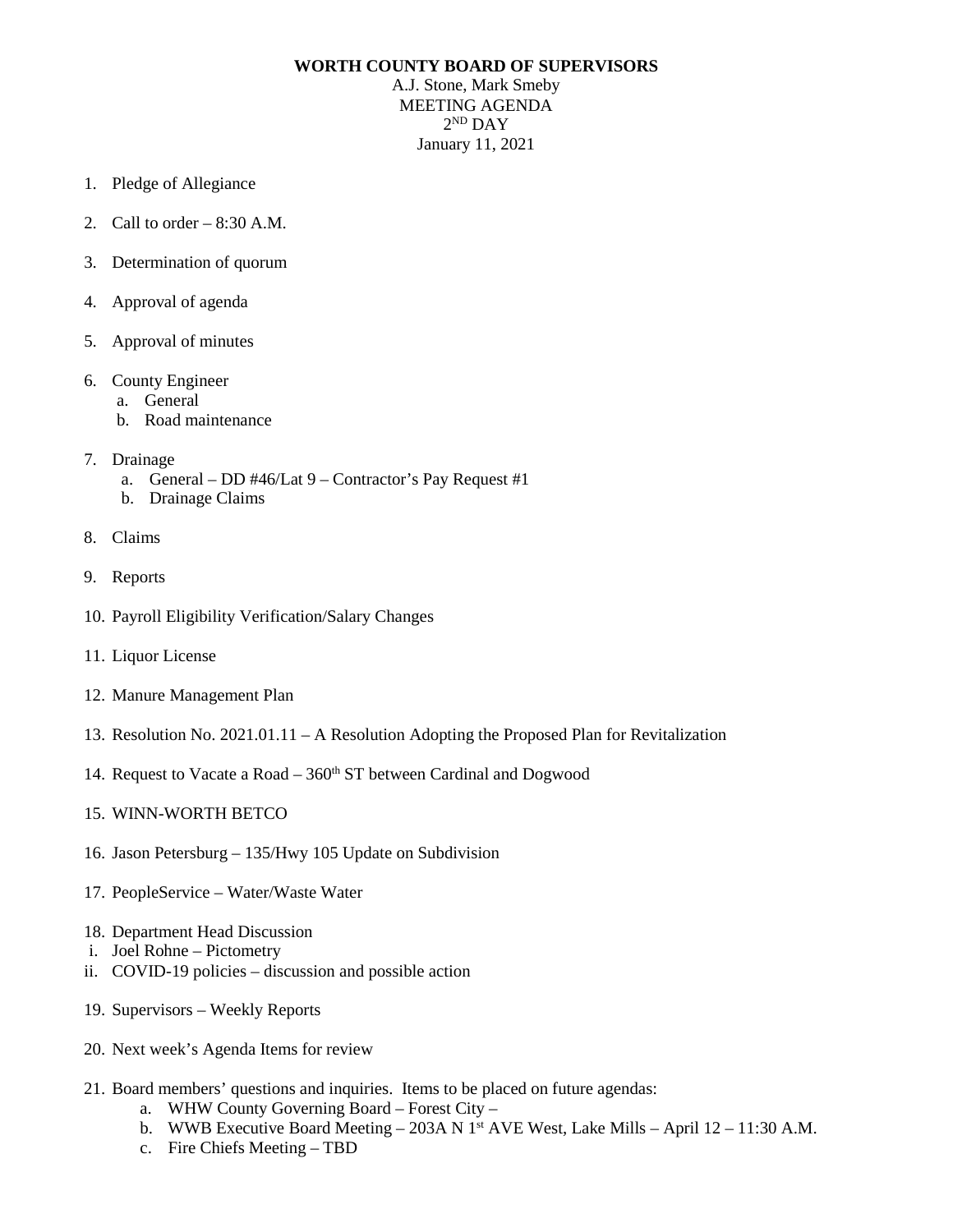**WORTH COUNTY BOARD OF SUPERVISORS**

A.J. Stone, Mark Smeby

MEETING AGENDA

2ND DAY

January 11, 2021

1. Pledge of Allegiance
2. Call to order – 8:30 A.M.
3. Determination of quorum
4. Approval of agenda
5. Approval of minutes
6. County Engineer
   a. General
   b. Road maintenance
7. Drainage
   a. General – DD #46/Lat 9 – Contractor's Pay Request #1
   b. Drainage Claims
8. Claims
9. Reports
10. Payroll Eligibility Verification/Salary Changes
11. Liquor License
12. Manure Management Plan
13. Resolution No. 2021.01.11 – A Resolution Adopting the Proposed Plan for Revitalization
14. Request to Vacate a Road – 360th ST between Cardinal and Dogwood
15. WINN-WORTH BETCO
16. Jason Petersburg – 135/Hwy 105 Update on Subdivision
17. PeopleService – Water/Waste Water
18. Department Head Discussion
    i. Joel Rohne – Pictometry
    ii. COVID-19 policies – discussion and possible action
19. Supervisors – Weekly Reports
20. Next week's Agenda Items for review
21. Board members' questions and inquiries. Items to be placed on future agendas:
    a. WHW County Governing Board – Forest City –
    b. WWB Executive Board Meeting – 203A N 1st AVE West, Lake Mills – April 12 – 11:30 A.M.
    c. Fire Chiefs Meeting – TBD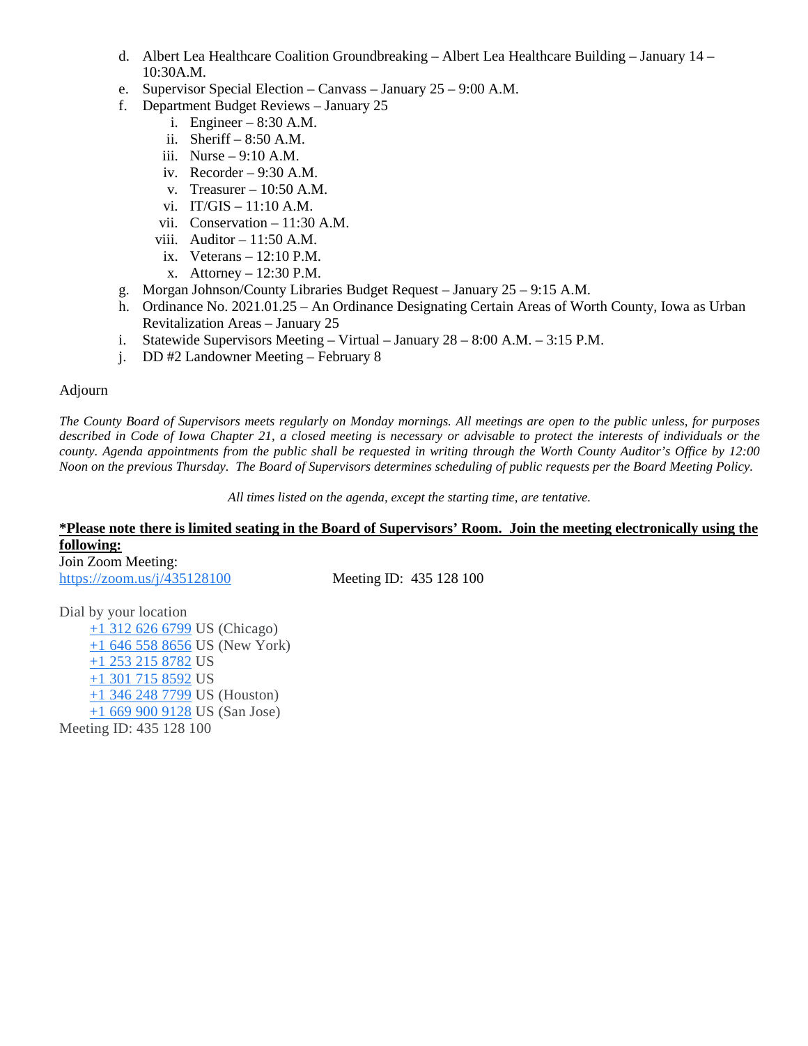d. Albert Lea Healthcare Coalition Groundbreaking – Albert Lea Healthcare Building – January 14 – 10:30A.M.
e. Supervisor Special Election – Canvass – January 25 – 9:00 A.M.
f. Department Budget Reviews – January 25
    i. Engineer – 8:30 A.M.
    ii. Sheriff – 8:50 A.M.
    iii. Nurse – 9:10 A.M.
    iv. Recorder – 9:30 A.M.
    v. Treasurer – 10:50 A.M.
    vi. IT/GIS – 11:10 A.M.
    vii. Conservation – 11:30 A.M.
    viii. Auditor – 11:50 A.M.
    ix. Veterans – 12:10 P.M.
    x. Attorney – 12:30 P.M.
g. Morgan Johnson/County Libraries Budget Request – January 25 – 9:15 A.M.
h. Ordinance No. 2021.01.25 – An Ordinance Designating Certain Areas of Worth County, Iowa as Urban Revitalization Areas – January 25
i. Statewide Supervisors Meeting – Virtual – January 28 – 8:00 A.M. – 3:15 P.M.
j. DD #2 Landowner Meeting – February 8

Adjourn

*The County Board of Supervisors meets regularly on Monday mornings. All meetings are open to the public unless, for purposes described in Code of Iowa Chapter 21, a closed meeting is necessary or advisable to protect the interests of individuals or the county. Agenda appointments from the public shall be requested in writing through the Worth County Auditor's Office by 12:00 Noon on the previous Thursday. The Board of Supervisors determines scheduling of public requests per the Board Meeting Policy.*

*All times listed on the agenda, except the starting time, are tentative.*

**\*Please note there is limited seating in the Board of Supervisors' Room. Join the meeting electronically using the following:**

Join Zoom Meeting:
https://zoom.us/j/435128100 Meeting ID: 435 128 100

Dial by your location
+1 312 626 6799 US (Chicago)
+1 646 558 8656 US (New York)
+1 253 215 8782 US
+1 301 715 8592 US
+1 346 248 7799 US (Houston)
+1 669 900 9128 US (San Jose)
Meeting ID: 435 128 100